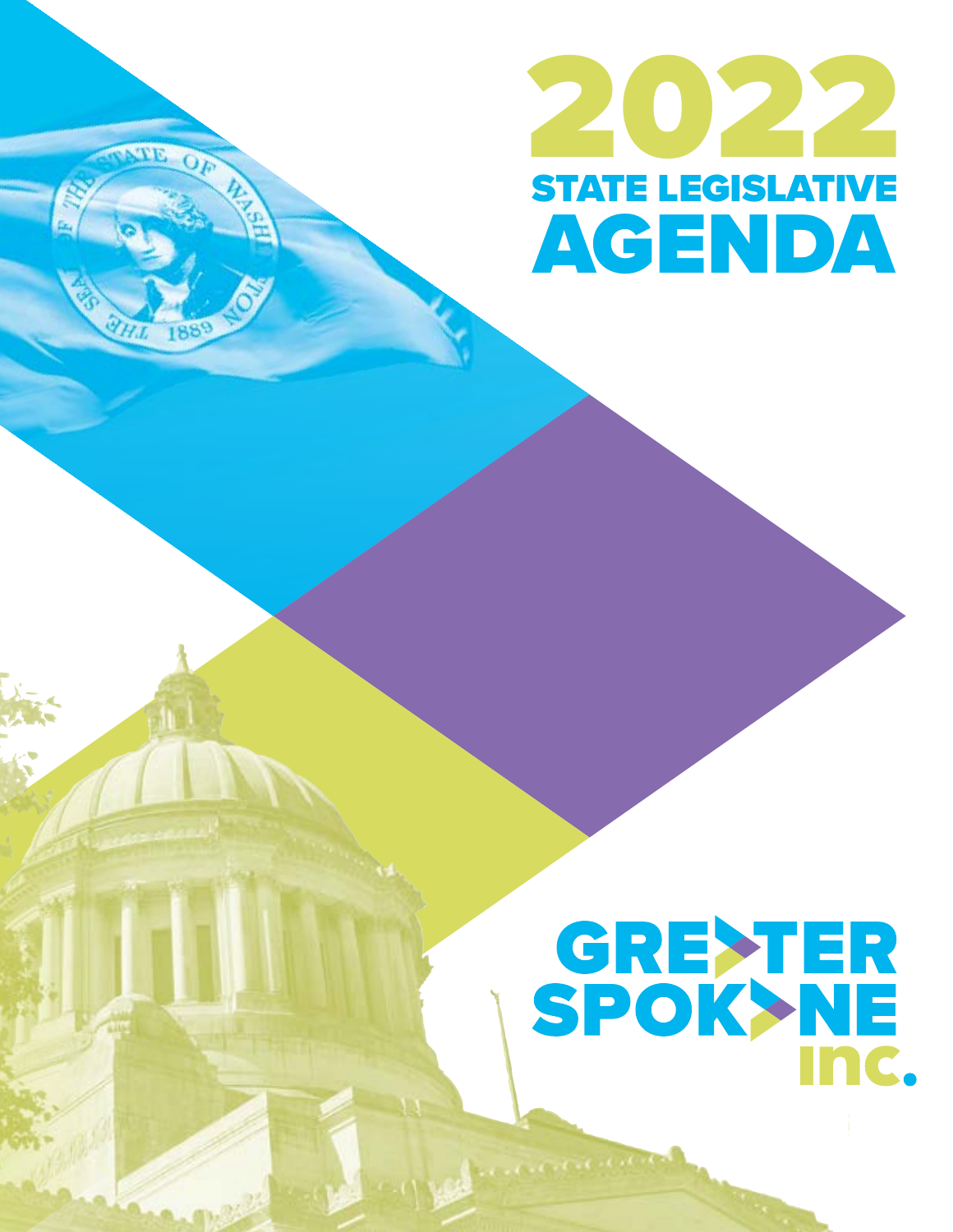# 2022 STATE LEGISLATIVE AGENDA

GREATER SPOKANE inc.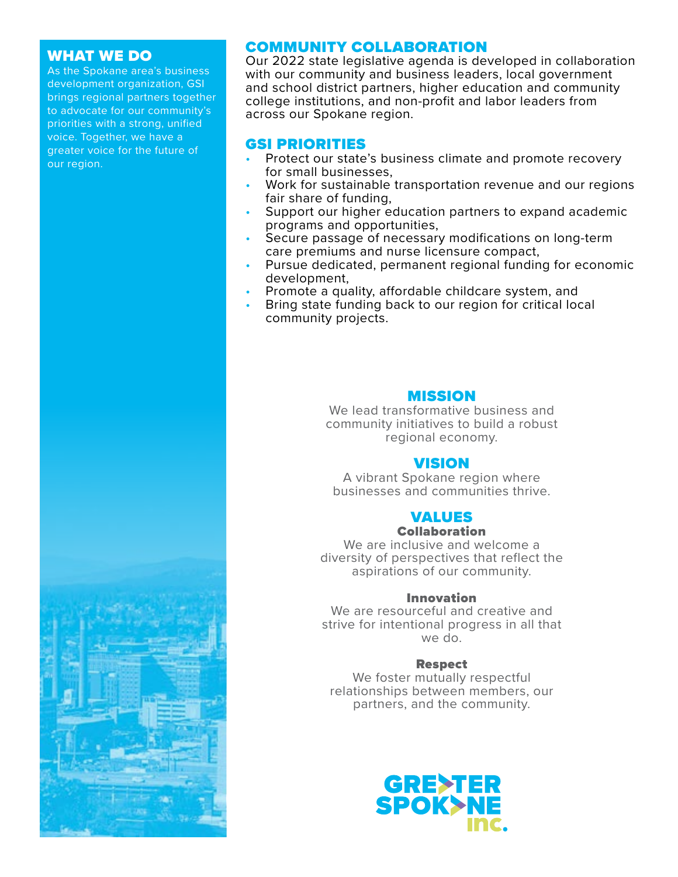## WHAT WE DO

As the Spokane area's business development organization, GSI brings regional partners together to advocate for our community's priorities with a strong, unified voice. Together, we have a greater voice for the future of our region.

## COMMUNITY COLLABORATION

Our 2022 state legislative agenda is developed in collaboration with our community and business leaders, local government and school district partners, higher education and community college institutions, and non-profit and labor leaders from across our Spokane region.

## GSI PRIORITIES

- Protect our state's business climate and promote recovery for small businesses,
- Work for sustainable transportation revenue and our regions fair share of funding,
- Support our higher education partners to expand academic programs and opportunities,
- Secure passage of necessary modifications on long-term care premiums and nurse licensure compact,
- Pursue dedicated, permanent regional funding for economic development,
- Promote a quality, affordable childcare system, and
- Bring state funding back to our region for critical local community projects.

## MISSION

We lead transformative business and community initiatives to build a robust regional economy.

## VISION

A vibrant Spokane region where businesses and communities thrive.

## VALUES

**Collaboration**

We are inclusive and welcome a diversity of perspectives that reflect the aspirations of our community.

**Innovation**

We are resourceful and creative and strive for intentional progress in all that we do.

**Respect**

We foster mutually respectful relationships between members, our partners, and the community.

GREATER SPOKANE inc.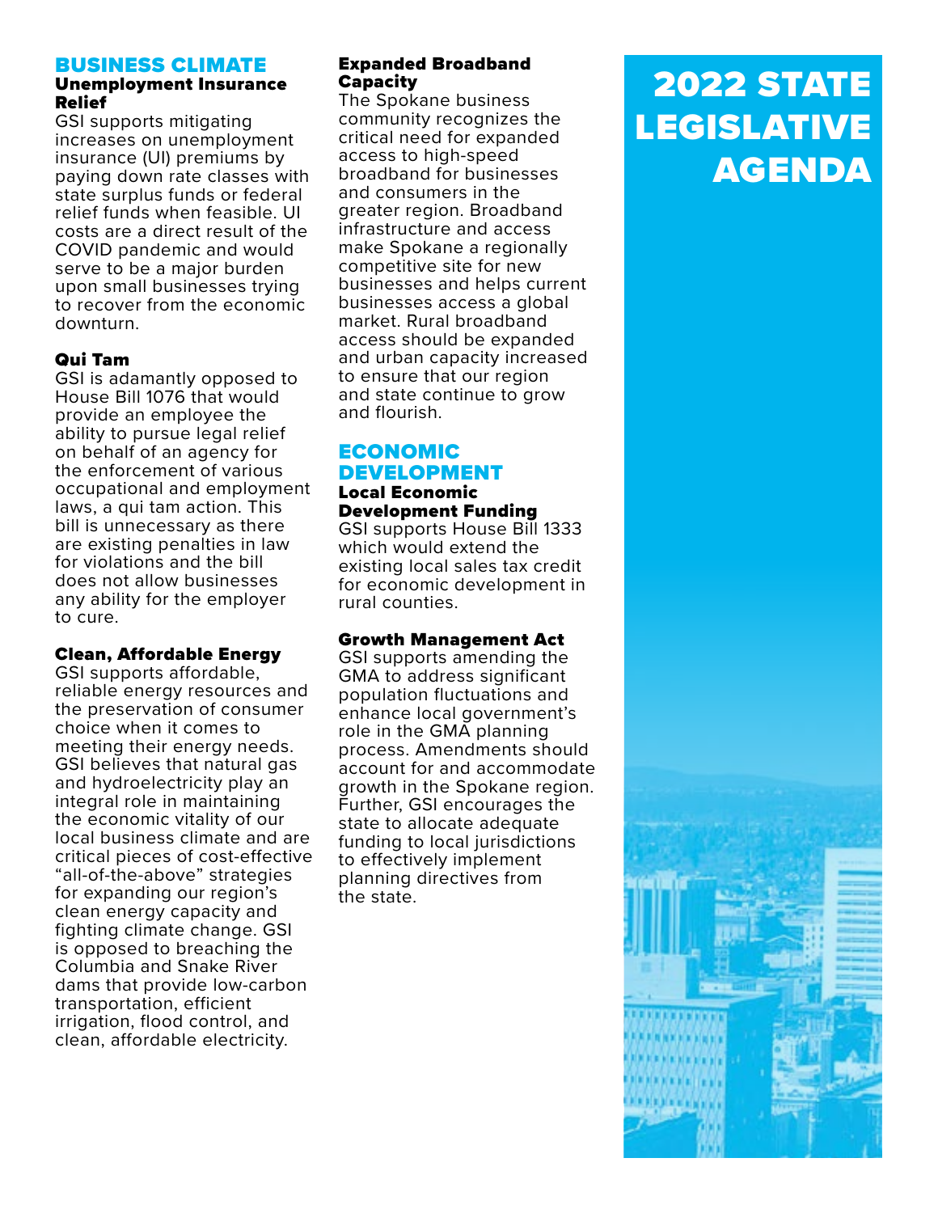# 2022 STATE LEGISLATIVE AGENDA

## BUSINESS CLIMATE

### Unemployment Insurance Relief

GSI supports mitigating increases on unemployment insurance (UI) premiums by paying down rate classes with state surplus funds or federal relief funds when feasible. UI costs are a direct result of the COVID pandemic and would serve to be a major burden upon small businesses trying to recover from the economic downturn.

### Qui Tam

GSI is adamantly opposed to House Bill 1076 that would provide an employee the ability to pursue legal relief on behalf of an agency for the enforcement of various occupational and employment laws, a qui tam action. This bill is unnecessary as there are existing penalties in law for violations and the bill does not allow businesses any ability for the employer to cure.

### Clean, Affordable Energy

GSI supports affordable, reliable energy resources and the preservation of consumer choice when it comes to meeting their energy needs. GSI believes that natural gas and hydroelectricity play an integral role in maintaining the economic vitality of our local business climate and are critical pieces of cost-effective "all-of-the-above" strategies for expanding our region's clean energy capacity and fighting climate change. GSI is opposed to breaching the Columbia and Snake River dams that provide low-carbon transportation, efficient irrigation, flood control, and clean, affordable electricity.

### Expanded Broadband Capacity

The Spokane business community recognizes the critical need for expanded access to high-speed broadband for businesses and consumers in the greater region. Broadband infrastructure and access make Spokane a regionally competitive site for new businesses and helps current businesses access a global market. Rural broadband access should be expanded and urban capacity increased to ensure that our region and state continue to grow and flourish.

## ECONOMIC DEVELOPMENT

### Local Economic Development Funding

GSI supports House Bill 1333 which would extend the existing local sales tax credit for economic development in rural counties.

### Growth Management Act

GSI supports amending the GMA to address significant population fluctuations and enhance local government's role in the GMA planning process. Amendments should account for and accommodate growth in the Spokane region. Further, GSI encourages the state to allocate adequate funding to local jurisdictions to effectively implement planning directives from the state.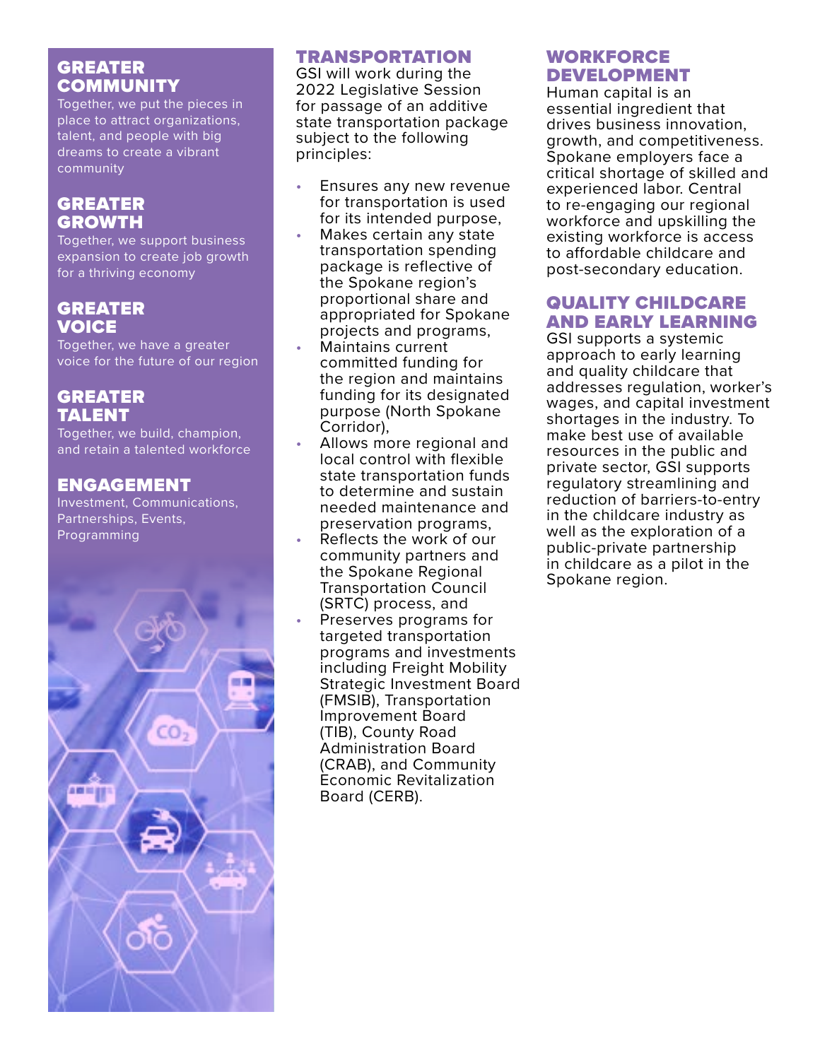## GREATER COMMUNITY

Together, we put the pieces in place to attract organizations, talent, and people with big dreams to create a vibrant community

## GREATER GROWTH

Together, we support business expansion to create job growth for a thriving economy

## GREATER VOICE

Together, we have a greater voice for the future of our region

## GREATER TALENT

Together, we build, champion, and retain a talented workforce

## ENGAGEMENT

Investment, Communications, Partnerships, Events, Programming

## TRANSPORTATION

GSI will work during the 2022 Legislative Session for passage of an additive state transportation package subject to the following principles:

- Ensures any new revenue for transportation is used for its intended purpose,
- Makes certain any state transportation spending package is reflective of the Spokane region's proportional share and appropriated for Spokane projects and programs,
- Maintains current committed funding for the region and maintains funding for its designated purpose (North Spokane Corridor),
- Allows more regional and local control with flexible state transportation funds to determine and sustain needed maintenance and preservation programs,
- Reflects the work of our community partners and the Spokane Regional Transportation Council (SRTC) process, and
- Preserves programs for targeted transportation programs and investments including Freight Mobility Strategic Investment Board (FMSIB), Transportation Improvement Board (TIB), County Road Administration Board (CRAB), and Community Economic Revitalization Board (CERB).

## WORKFORCE DEVELOPMENT

Human capital is an essential ingredient that drives business innovation, growth, and competitiveness. Spokane employers face a critical shortage of skilled and experienced labor. Central to re-engaging our regional workforce and upskilling the existing workforce is access to affordable childcare and post-secondary education.

## QUALITY CHILDCARE AND EARLY LEARNING

GSI supports a systemic approach to early learning and quality childcare that addresses regulation, worker's wages, and capital investment shortages in the industry. To make best use of available resources in the public and private sector, GSI supports regulatory streamlining and reduction of barriers-to-entry in the childcare industry as well as the exploration of a public-private partnership in childcare as a pilot in the Spokane region.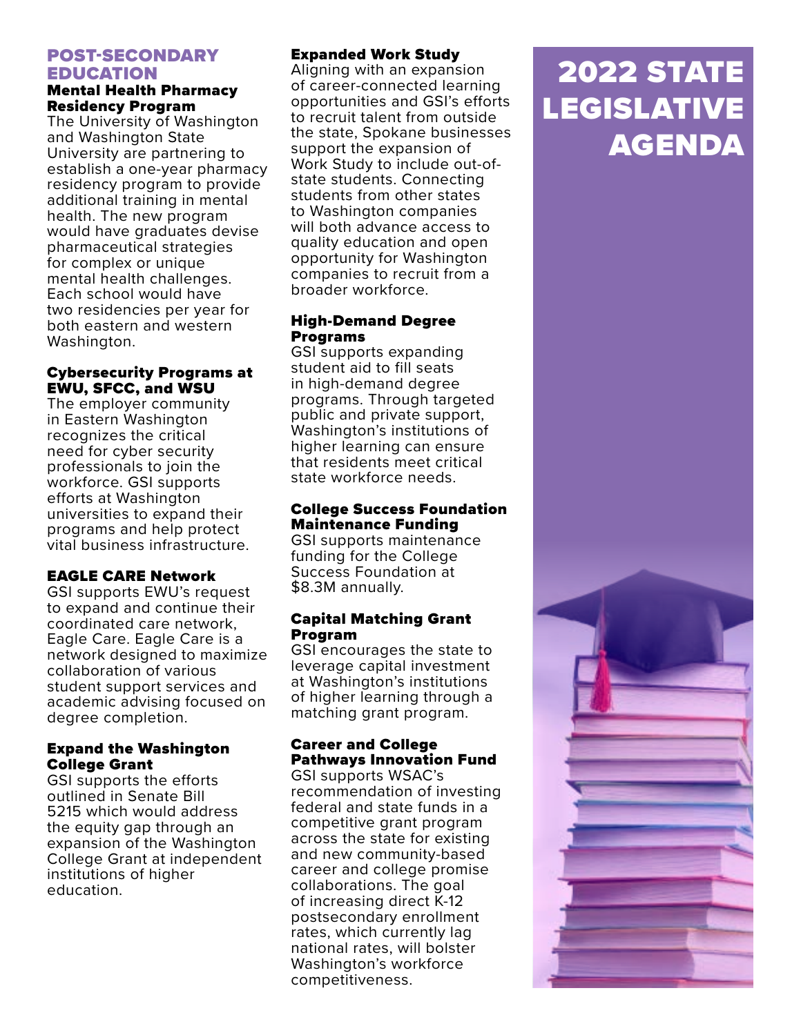# 2022 STATE LEGISLATIVE AGENDA

## POST-SECONDARY EDUCATION

### Mental Health Pharmacy Residency Program

The University of Washington and Washington State University are partnering to establish a one-year pharmacy residency program to provide additional training in mental health. The new program would have graduates devise pharmaceutical strategies for complex or unique mental health challenges. Each school would have two residencies per year for both eastern and western Washington.

### Cybersecurity Programs at EWU, SFCC, and WSU

The employer community in Eastern Washington recognizes the critical need for cyber security professionals to join the workforce. GSI supports efforts at Washington universities to expand their programs and help protect vital business infrastructure.

### EAGLE CARE Network

GSI supports EWU's request to expand and continue their coordinated care network, Eagle Care. Eagle Care is a network designed to maximize collaboration of various student support services and academic advising focused on degree completion.

### Expand the Washington College Grant

GSI supports the efforts outlined in Senate Bill 5215 which would address the equity gap through an expansion of the Washington College Grant at independent institutions of higher education.

### Expanded Work Study

Aligning with an expansion of career-connected learning opportunities and GSI's efforts to recruit talent from outside the state, Spokane businesses support the expansion of Work Study to include out-of-state students. Connecting students from other states to Washington companies will both advance access to quality education and open opportunity for Washington companies to recruit from a broader workforce.

### High-Demand Degree Programs

GSI supports expanding student aid to fill seats in high-demand degree programs. Through targeted public and private support, Washington's institutions of higher learning can ensure that residents meet critical state workforce needs.

### College Success Foundation Maintenance Funding

GSI supports maintenance funding for the College Success Foundation at $8.3M annually.

### Capital Matching Grant Program

GSI encourages the state to leverage capital investment at Washington's institutions of higher learning through a matching grant program.

### Career and College Pathways Innovation Fund

GSI supports WSAC's recommendation of investing federal and state funds in a competitive grant program across the state for existing and new community-based career and college promise collaborations. The goal of increasing direct K-12 postsecondary enrollment rates, which currently lag national rates, will bolster Washington's workforce competitiveness.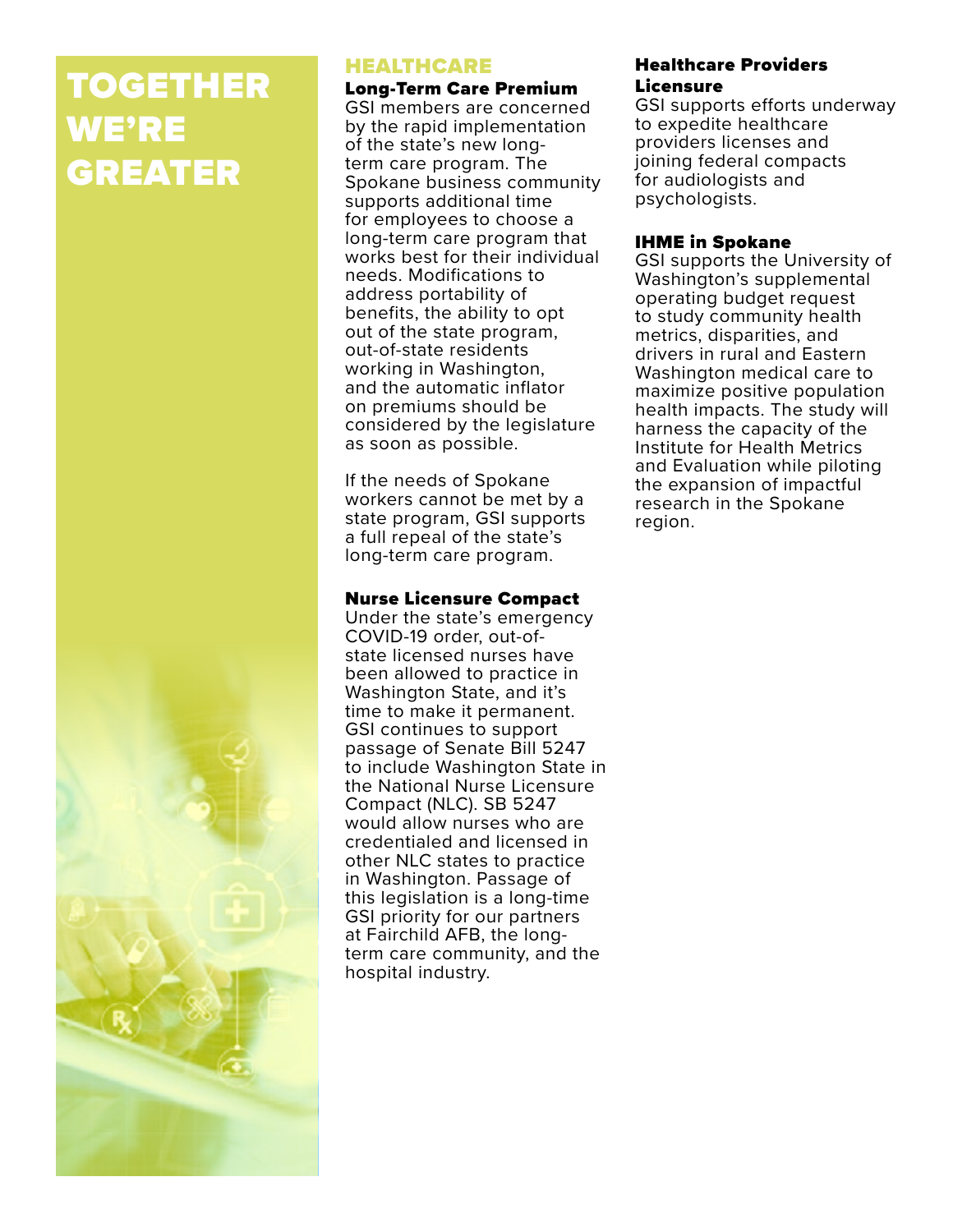# TOGETHER WE'RE GREATER

## HEALTHCARE

### Long-Term Care Premium

GSI members are concerned by the rapid implementation of the state's new long-term care program. The Spokane business community supports additional time for employees to choose a long-term care program that works best for their individual needs. Modifications to address portability of benefits, the ability to opt out of the state program, out-of-state residents working in Washington, and the automatic inflator on premiums should be considered by the legislature as soon as possible.

If the needs of Spokane workers cannot be met by a state program, GSI supports a full repeal of the state's long-term care program.

### Nurse Licensure Compact

Under the state's emergency COVID-19 order, out-of-state licensed nurses have been allowed to practice in Washington State, and it's time to make it permanent. GSI continues to support passage of Senate Bill 5247 to include Washington State in the National Nurse Licensure Compact (NLC). SB 5247 would allow nurses who are credentialed and licensed in other NLC states to practice in Washington. Passage of this legislation is a long-time GSI priority for our partners at Fairchild AFB, the long-term care community, and the hospital industry.

### Healthcare Providers Licensure

GSI supports efforts underway to expedite healthcare providers licenses and joining federal compacts for audiologists and psychologists.

### IHME in Spokane

GSI supports the University of Washington's supplemental operating budget request to study community health metrics, disparities, and drivers in rural and Eastern Washington medical care to maximize positive population health impacts. The study will harness the capacity of the Institute for Health Metrics and Evaluation while piloting the expansion of impactful research in the Spokane region.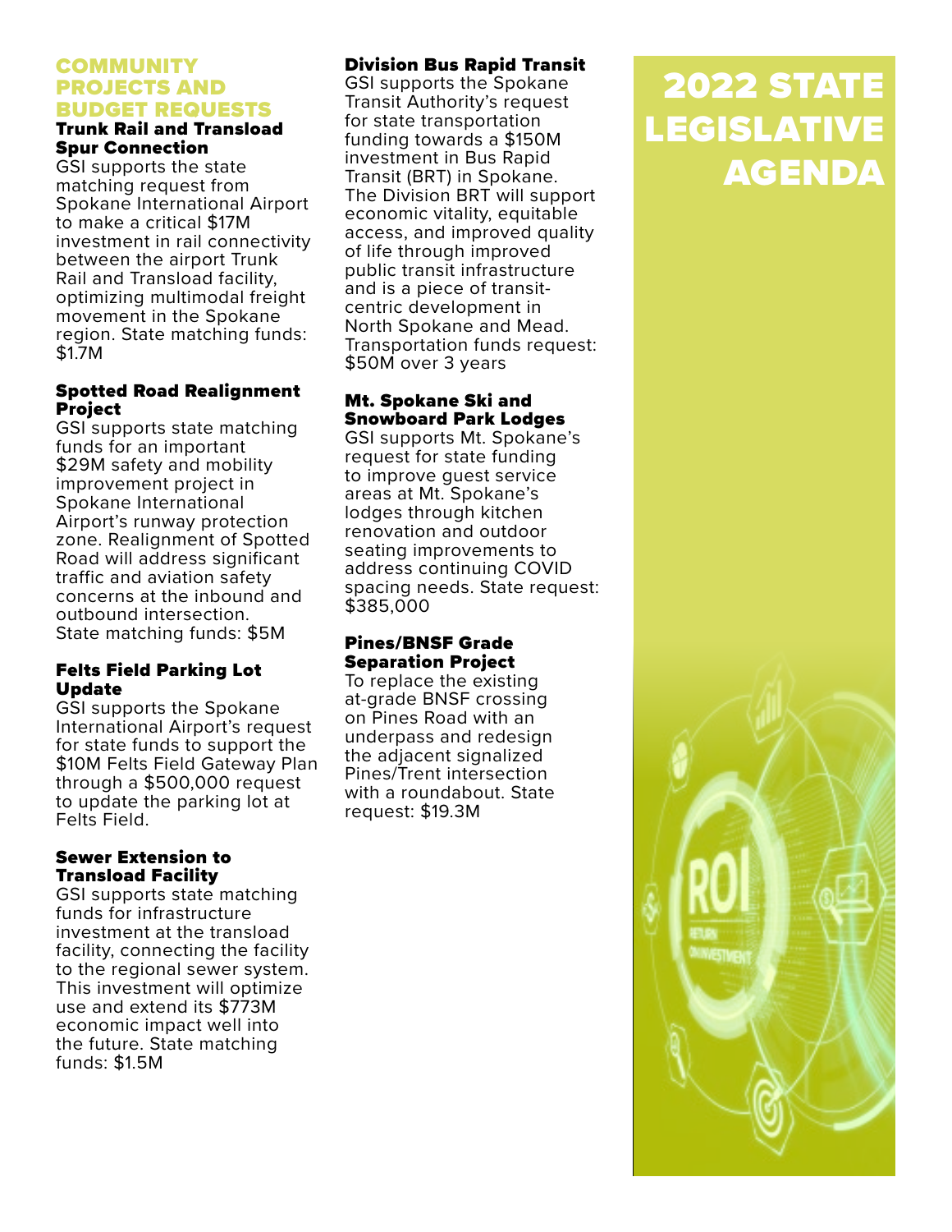# 2022 STATE LEGISLATIVE AGENDA

## COMMUNITY PROJECTS AND BUDGET REQUESTS

### Trunk Rail and Transload Spur Connection

GSI supports the state matching request from Spokane International Airport to make a critical $17M investment in rail connectivity between the airport Trunk Rail and Transload facility, optimizing multimodal freight movement in the Spokane region. State matching funds: $1.7M

### Spotted Road Realignment Project

GSI supports state matching funds for an important $29M safety and mobility improvement project in Spokane International Airport's runway protection zone. Realignment of Spotted Road will address significant traffic and aviation safety concerns at the inbound and outbound intersection. State matching funds: $5M

### Felts Field Parking Lot Update

GSI supports the Spokane International Airport's request for state funds to support the $10M Felts Field Gateway Plan through a $500,000 request to update the parking lot at Felts Field.

### Sewer Extension to Transload Facility

GSI supports state matching funds for infrastructure investment at the transload facility, connecting the facility to the regional sewer system. This investment will optimize use and extend its $773M economic impact well into the future. State matching funds: $1.5M

### Division Bus Rapid Transit

GSI supports the Spokane Transit Authority's request for state transportation funding towards a $150M investment in Bus Rapid Transit (BRT) in Spokane. The Division BRT will support economic vitality, equitable access, and improved quality of life through improved public transit infrastructure and is a piece of transit-centric development in North Spokane and Mead. Transportation funds request: $50M over 3 years

### Mt. Spokane Ski and Snowboard Park Lodges

GSI supports Mt. Spokane's request for state funding to improve guest service areas at Mt. Spokane's lodges through kitchen renovation and outdoor seating improvements to address continuing COVID spacing needs. State request: $385,000

### Pines/BNSF Grade Separation Project

To replace the existing at-grade BNSF crossing on Pines Road with an underpass and redesign the adjacent signalized Pines/Trent intersection with a roundabout. State request: $19.3M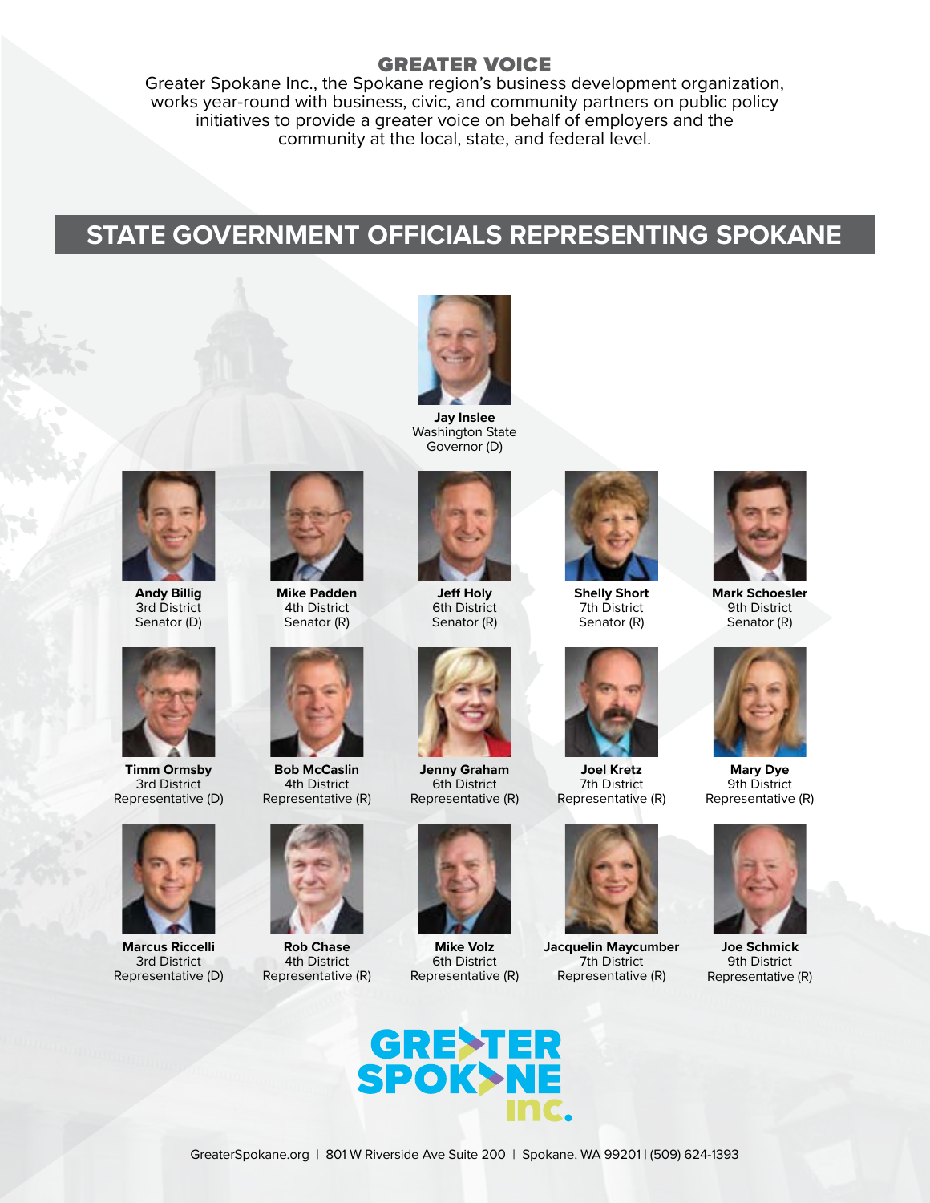## GREATER VOICE

Greater Spokane Inc., the Spokane region's business development organization, works year-round with business, civic, and community partners on public policy initiatives to provide a greater voice on behalf of employers and the community at the local, state, and federal level.

# STATE GOVERNMENT OFFICIALS REPRESENTING SPOKANE

**Jay Inslee**
Washington State
Governor (D)

**Andy Billig**
3rd District
Senator (D)

**Mike Padden**
4th District
Senator (R)

**Jeff Holy**
6th District
Senator (R)

**Shelly Short**
7th District
Senator (R)

**Mark Schoesler**
9th District
Senator (R)

**Timm Ormsby**
3rd District
Representative (D)

**Bob McCaslin**
4th District
Representative (R)

**Jenny Graham**
6th District
Representative (R)

**Joel Kretz**
7th District
Representative (R)

**Mary Dye**
9th District
Representative (R)

**Marcus Riccelli**
3rd District
Representative (D)

**Rob Chase**
4th District
Representative (R)

**Mike Volz**
6th District
Representative (R)

**Jacquelin Maycumber**
7th District
Representative (R)

**Joe Schmick**
9th District
Representative (R)

GREATER SPOKANE inc.

GreaterSpokane.org | 801 W Riverside Ave Suite 200 | Spokane, WA 99201 | (509) 624-1393